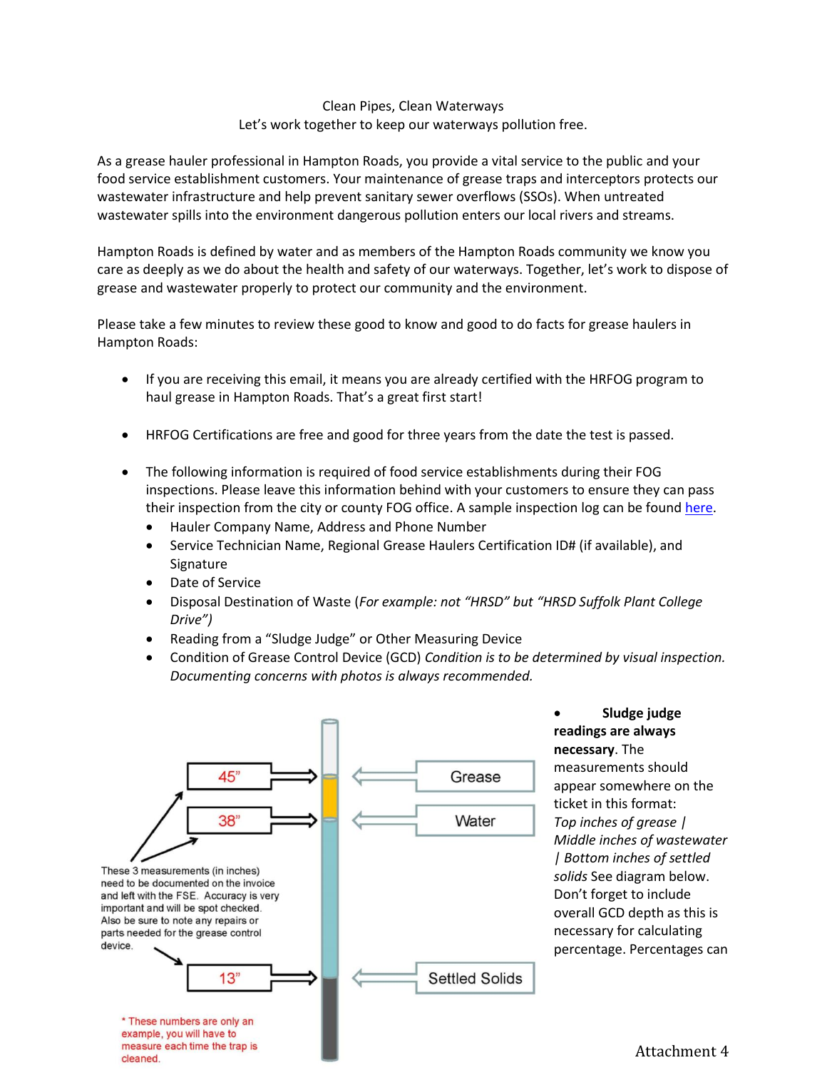Clean Pipes, Clean Waterways
Let's work together to keep our waterways pollution free.

As a grease hauler professional in Hampton Roads, you provide a vital service to the public and your food service establishment customers. Your maintenance of grease traps and interceptors protects our wastewater infrastructure and help prevent sanitary sewer overflows (SSOs). When untreated wastewater spills into the environment dangerous pollution enters our local rivers and streams.

Hampton Roads is defined by water and as members of the Hampton Roads community we know you care as deeply as we do about the health and safety of our waterways. Together, let's work to dispose of grease and wastewater properly to protect our community and the environment.

Please take a few minutes to review these good to know and good to do facts for grease haulers in Hampton Roads:

- If you are receiving this email, it means you are already certified with the HRFOG program to haul grease in Hampton Roads. That's a great first start!

- HRFOG Certifications are free and good for three years from the date the test is passed.

- The following information is required of food service establishments during their FOG inspections. Please leave this information behind with your customers to ensure they can pass their inspection from the city or county FOG office. A sample inspection log can be found here.
  - Hauler Company Name, Address and Phone Number
  - Service Technician Name, Regional Grease Haulers Certification ID# (if available), and Signature
  - Date of Service
  - Disposal Destination of Waste (*For example: not "HRSD" but "HRSD Suffolk Plant College Drive")*
  - Reading from a "Sludge Judge" or Other Measuring Device
  - Condition of Grease Control Device (GCD) *Condition is to be determined by visual inspection. Documenting concerns with photos is always recommended.*

45" — Grease

38" — Water

13" — Settled Solids

These 3 measurements (in inches) need to be documented on the invoice and left with the FSE. Accuracy is very important and will be spot checked. Also be sure to note any repairs or parts needed for the grease control device.

\* These numbers are only an example, you will have to measure each time the trap is cleaned.

- **Sludge judge readings are always necessary**. The measurements should appear somewhere on the ticket in this format: *Top inches of grease | Middle inches of wastewater | Bottom inches of settled solids* See diagram below. Don't forget to include overall GCD depth as this is necessary for calculating percentage. Percentages can

Attachment 4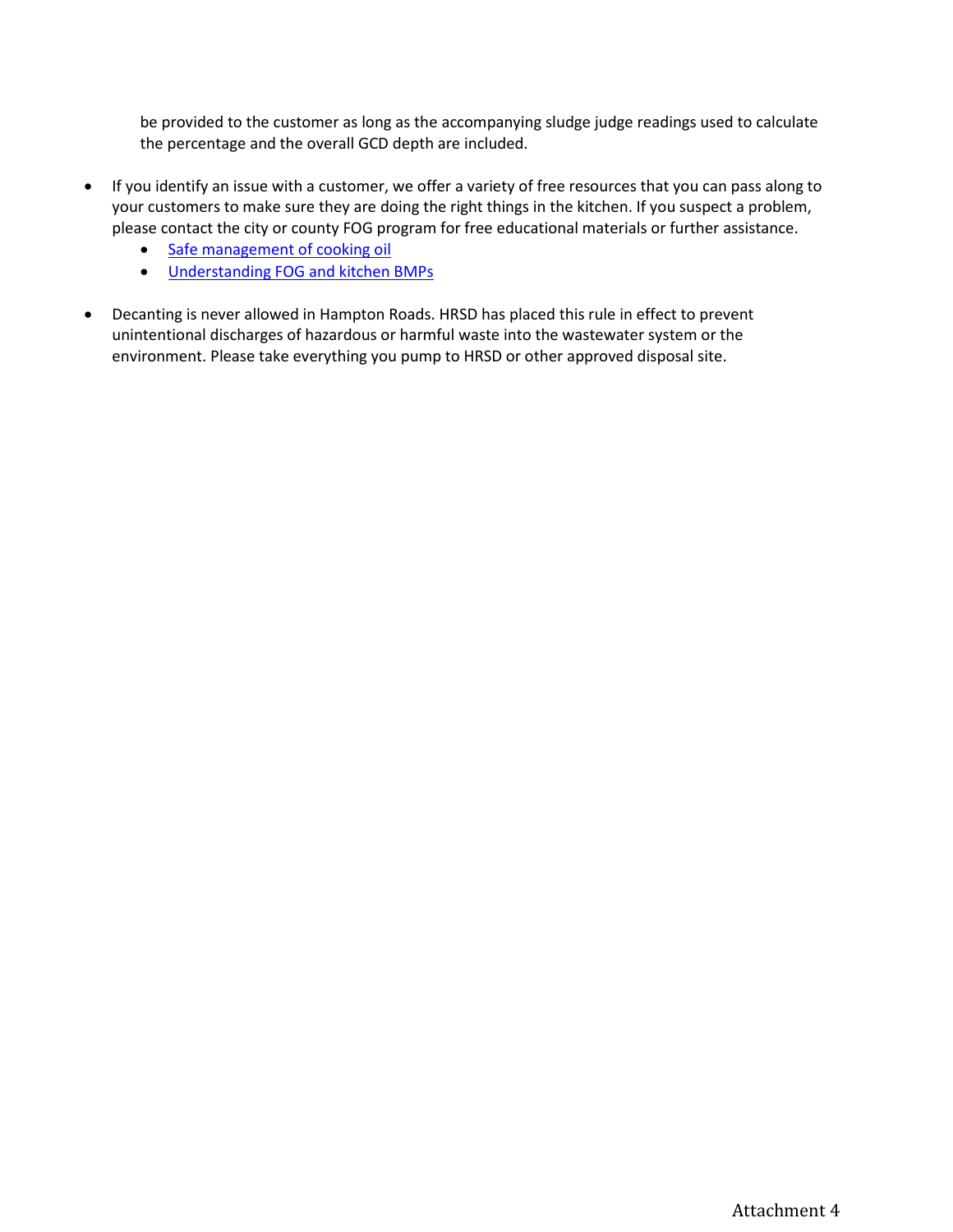be provided to the customer as long as the accompanying sludge judge readings used to calculate the percentage and the overall GCD depth are included.

- If you identify an issue with a customer, we offer a variety of free resources that you can pass along to your customers to make sure they are doing the right things in the kitchen. If you suspect a problem, please contact the city or county FOG program for free educational materials or further assistance.
  - Safe management of cooking oil
  - Understanding FOG and kitchen BMPs

- Decanting is never allowed in Hampton Roads. HRSD has placed this rule in effect to prevent unintentional discharges of hazardous or harmful waste into the wastewater system or the environment. Please take everything you pump to HRSD or other approved disposal site.

Attachment 4